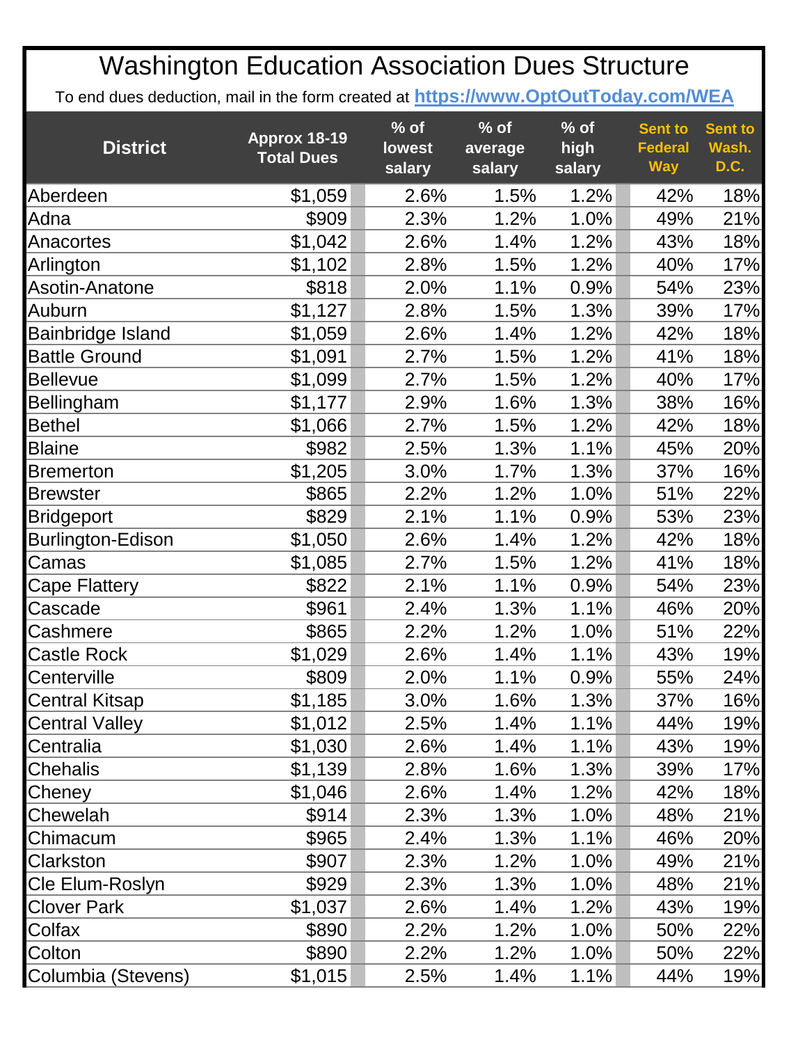# Washington Education Association Dues Structure

To end dues deduction, mail in the form created at **https://www.OptOutToday.com/WEA**

| District | Approx 18-19 Total Dues | % of lowest salary | % of average salary | % of high salary | Sent to Federal Way | Sent to Wash. D.C. |
|---|---|---|---|---|---|---|
| Aberdeen | $1,059 | 2.6% | 1.5% | 1.2% | 42% | 18% |
| Adna | $909 | 2.3% | 1.2% | 1.0% | 49% | 21% |
| Anacortes | $1,042 | 2.6% | 1.4% | 1.2% | 43% | 18% |
| Arlington | $1,102 | 2.8% | 1.5% | 1.2% | 40% | 17% |
| Asotin-Anatone | $818 | 2.0% | 1.1% | 0.9% | 54% | 23% |
| Auburn | $1,127 | 2.8% | 1.5% | 1.3% | 39% | 17% |
| Bainbridge Island | $1,059 | 2.6% | 1.4% | 1.2% | 42% | 18% |
| Battle Ground | $1,091 | 2.7% | 1.5% | 1.2% | 41% | 18% |
| Bellevue | $1,099 | 2.7% | 1.5% | 1.2% | 40% | 17% |
| Bellingham | $1,177 | 2.9% | 1.6% | 1.3% | 38% | 16% |
| Bethel | $1,066 | 2.7% | 1.5% | 1.2% | 42% | 18% |
| Blaine | $982 | 2.5% | 1.3% | 1.1% | 45% | 20% |
| Bremerton | $1,205 | 3.0% | 1.7% | 1.3% | 37% | 16% |
| Brewster | $865 | 2.2% | 1.2% | 1.0% | 51% | 22% |
| Bridgeport | $829 | 2.1% | 1.1% | 0.9% | 53% | 23% |
| Burlington-Edison | $1,050 | 2.6% | 1.4% | 1.2% | 42% | 18% |
| Camas | $1,085 | 2.7% | 1.5% | 1.2% | 41% | 18% |
| Cape Flattery | $822 | 2.1% | 1.1% | 0.9% | 54% | 23% |
| Cascade | $961 | 2.4% | 1.3% | 1.1% | 46% | 20% |
| Cashmere | $865 | 2.2% | 1.2% | 1.0% | 51% | 22% |
| Castle Rock | $1,029 | 2.6% | 1.4% | 1.1% | 43% | 19% |
| Centerville | $809 | 2.0% | 1.1% | 0.9% | 55% | 24% |
| Central Kitsap | $1,185 | 3.0% | 1.6% | 1.3% | 37% | 16% |
| Central Valley | $1,012 | 2.5% | 1.4% | 1.1% | 44% | 19% |
| Centralia | $1,030 | 2.6% | 1.4% | 1.1% | 43% | 19% |
| Chehalis | $1,139 | 2.8% | 1.6% | 1.3% | 39% | 17% |
| Cheney | $1,046 | 2.6% | 1.4% | 1.2% | 42% | 18% |
| Chewelah | $914 | 2.3% | 1.3% | 1.0% | 48% | 21% |
| Chimacum | $965 | 2.4% | 1.3% | 1.1% | 46% | 20% |
| Clarkston | $907 | 2.3% | 1.2% | 1.0% | 49% | 21% |
| Cle Elum-Roslyn | $929 | 2.3% | 1.3% | 1.0% | 48% | 21% |
| Clover Park | $1,037 | 2.6% | 1.4% | 1.2% | 43% | 19% |
| Colfax | $890 | 2.2% | 1.2% | 1.0% | 50% | 22% |
| Colton | $890 | 2.2% | 1.2% | 1.0% | 50% | 22% |
| Columbia (Stevens) | $1,015 | 2.5% | 1.4% | 1.1% | 44% | 19% |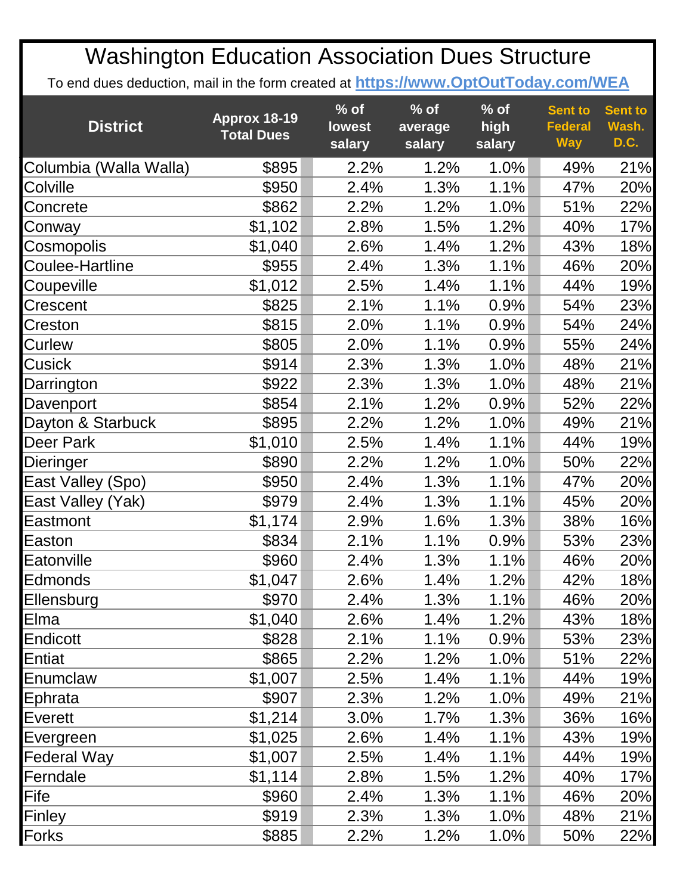# Washington Education Association Dues Structure

To end dues deduction, mail in the form created at **https://www.OptOutToday.com/WEA**

| District | Approx 18-19 Total Dues | % of lowest salary | % of average salary | % of high salary | Sent to Federal Way | Sent to Wash. D.C. |
|---|---|---|---|---|---|---|
| Columbia (Walla Walla) | $895 | 2.2% | 1.2% | 1.0% | 49% | 21% |
| Colville | $950 | 2.4% | 1.3% | 1.1% | 47% | 20% |
| Concrete | $862 | 2.2% | 1.2% | 1.0% | 51% | 22% |
| Conway | $1,102 | 2.8% | 1.5% | 1.2% | 40% | 17% |
| Cosmopolis | $1,040 | 2.6% | 1.4% | 1.2% | 43% | 18% |
| Coulee-Hartline | $955 | 2.4% | 1.3% | 1.1% | 46% | 20% |
| Coupeville | $1,012 | 2.5% | 1.4% | 1.1% | 44% | 19% |
| Crescent | $825 | 2.1% | 1.1% | 0.9% | 54% | 23% |
| Creston | $815 | 2.0% | 1.1% | 0.9% | 54% | 24% |
| Curlew | $805 | 2.0% | 1.1% | 0.9% | 55% | 24% |
| Cusick | $914 | 2.3% | 1.3% | 1.0% | 48% | 21% |
| Darrington | $922 | 2.3% | 1.3% | 1.0% | 48% | 21% |
| Davenport | $854 | 2.1% | 1.2% | 0.9% | 52% | 22% |
| Dayton & Starbuck | $895 | 2.2% | 1.2% | 1.0% | 49% | 21% |
| Deer Park | $1,010 | 2.5% | 1.4% | 1.1% | 44% | 19% |
| Dieringer | $890 | 2.2% | 1.2% | 1.0% | 50% | 22% |
| East Valley (Spo) | $950 | 2.4% | 1.3% | 1.1% | 47% | 20% |
| East Valley (Yak) | $979 | 2.4% | 1.3% | 1.1% | 45% | 20% |
| Eastmont | $1,174 | 2.9% | 1.6% | 1.3% | 38% | 16% |
| Easton | $834 | 2.1% | 1.1% | 0.9% | 53% | 23% |
| Eatonville | $960 | 2.4% | 1.3% | 1.1% | 46% | 20% |
| Edmonds | $1,047 | 2.6% | 1.4% | 1.2% | 42% | 18% |
| Ellensburg | $970 | 2.4% | 1.3% | 1.1% | 46% | 20% |
| Elma | $1,040 | 2.6% | 1.4% | 1.2% | 43% | 18% |
| Endicott | $828 | 2.1% | 1.1% | 0.9% | 53% | 23% |
| Entiat | $865 | 2.2% | 1.2% | 1.0% | 51% | 22% |
| Enumclaw | $1,007 | 2.5% | 1.4% | 1.1% | 44% | 19% |
| Ephrata | $907 | 2.3% | 1.2% | 1.0% | 49% | 21% |
| Everett | $1,214 | 3.0% | 1.7% | 1.3% | 36% | 16% |
| Evergreen | $1,025 | 2.6% | 1.4% | 1.1% | 43% | 19% |
| Federal Way | $1,007 | 2.5% | 1.4% | 1.1% | 44% | 19% |
| Ferndale | $1,114 | 2.8% | 1.5% | 1.2% | 40% | 17% |
| Fife | $960 | 2.4% | 1.3% | 1.1% | 46% | 20% |
| Finley | $919 | 2.3% | 1.3% | 1.0% | 48% | 21% |
| Forks | $885 | 2.2% | 1.2% | 1.0% | 50% | 22% |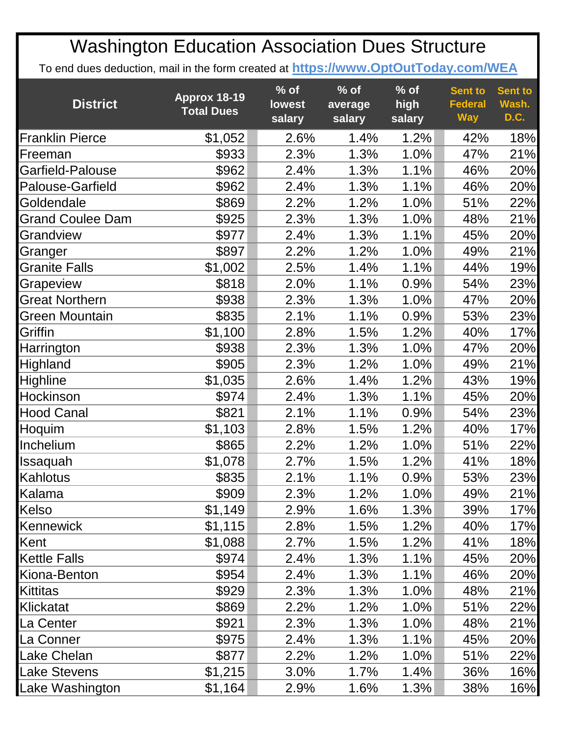# Washington Education Association Dues Structure

To end dues deduction, mail in the form created at **https://www.OptOutToday.com/WEA**

| District | Approx 18-19 Total Dues | % of lowest salary | % of average salary | % of high salary | Sent to Federal Way | Sent to Wash. D.C. |
|---|---|---|---|---|---|---|
| Franklin Pierce | $1,052 | 2.6% | 1.4% | 1.2% | 42% | 18% |
| Freeman | $933 | 2.3% | 1.3% | 1.0% | 47% | 21% |
| Garfield-Palouse | $962 | 2.4% | 1.3% | 1.1% | 46% | 20% |
| Palouse-Garfield | $962 | 2.4% | 1.3% | 1.1% | 46% | 20% |
| Goldendale | $869 | 2.2% | 1.2% | 1.0% | 51% | 22% |
| Grand Coulee Dam | $925 | 2.3% | 1.3% | 1.0% | 48% | 21% |
| Grandview | $977 | 2.4% | 1.3% | 1.1% | 45% | 20% |
| Granger | $897 | 2.2% | 1.2% | 1.0% | 49% | 21% |
| Granite Falls | $1,002 | 2.5% | 1.4% | 1.1% | 44% | 19% |
| Grapeview | $818 | 2.0% | 1.1% | 0.9% | 54% | 23% |
| Great Northern | $938 | 2.3% | 1.3% | 1.0% | 47% | 20% |
| Green Mountain | $835 | 2.1% | 1.1% | 0.9% | 53% | 23% |
| Griffin | $1,100 | 2.8% | 1.5% | 1.2% | 40% | 17% |
| Harrington | $938 | 2.3% | 1.3% | 1.0% | 47% | 20% |
| Highland | $905 | 2.3% | 1.2% | 1.0% | 49% | 21% |
| Highline | $1,035 | 2.6% | 1.4% | 1.2% | 43% | 19% |
| Hockinson | $974 | 2.4% | 1.3% | 1.1% | 45% | 20% |
| Hood Canal | $821 | 2.1% | 1.1% | 0.9% | 54% | 23% |
| Hoquim | $1,103 | 2.8% | 1.5% | 1.2% | 40% | 17% |
| Inchelium | $865 | 2.2% | 1.2% | 1.0% | 51% | 22% |
| Issaquah | $1,078 | 2.7% | 1.5% | 1.2% | 41% | 18% |
| Kahlotus | $835 | 2.1% | 1.1% | 0.9% | 53% | 23% |
| Kalama | $909 | 2.3% | 1.2% | 1.0% | 49% | 21% |
| Kelso | $1,149 | 2.9% | 1.6% | 1.3% | 39% | 17% |
| Kennewick | $1,115 | 2.8% | 1.5% | 1.2% | 40% | 17% |
| Kent | $1,088 | 2.7% | 1.5% | 1.2% | 41% | 18% |
| Kettle Falls | $974 | 2.4% | 1.3% | 1.1% | 45% | 20% |
| Kiona-Benton | $954 | 2.4% | 1.3% | 1.1% | 46% | 20% |
| Kittitas | $929 | 2.3% | 1.3% | 1.0% | 48% | 21% |
| Klickatat | $869 | 2.2% | 1.2% | 1.0% | 51% | 22% |
| La Center | $921 | 2.3% | 1.3% | 1.0% | 48% | 21% |
| La Conner | $975 | 2.4% | 1.3% | 1.1% | 45% | 20% |
| Lake Chelan | $877 | 2.2% | 1.2% | 1.0% | 51% | 22% |
| Lake Stevens | $1,215 | 3.0% | 1.7% | 1.4% | 36% | 16% |
| Lake Washington | $1,164 | 2.9% | 1.6% | 1.3% | 38% | 16% |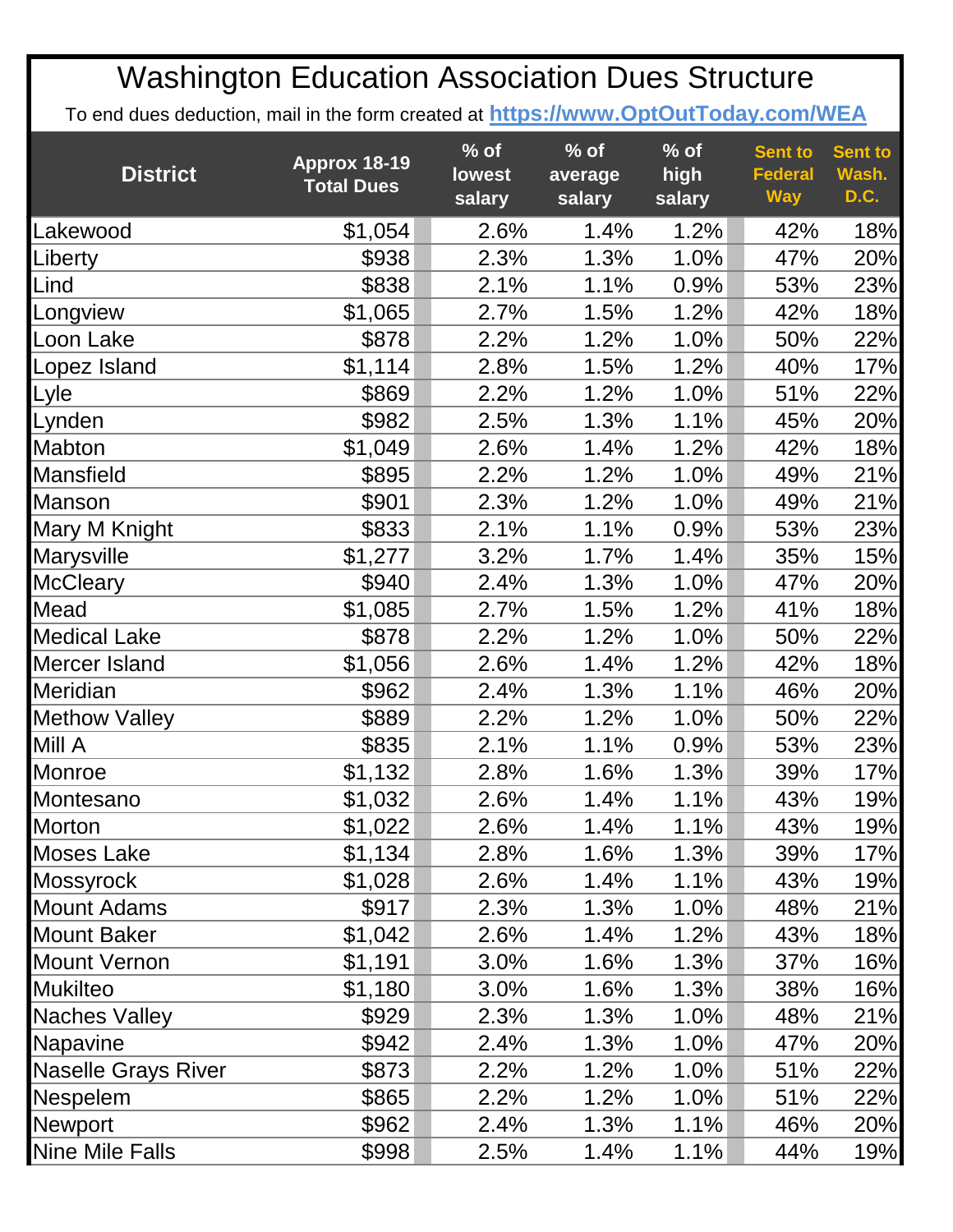# Washington Education Association Dues Structure

To end dues deduction, mail in the form created at **https://www.OptOutToday.com/WEA**

| District | Approx 18-19 Total Dues | % of lowest salary | % of average salary | % of high salary | Sent to Federal Way | Sent to Wash. D.C. |
|---|---|---|---|---|---|---|
| Lakewood | $1,054 | 2.6% | 1.4% | 1.2% | 42% | 18% |
| Liberty | $938 | 2.3% | 1.3% | 1.0% | 47% | 20% |
| Lind | $838 | 2.1% | 1.1% | 0.9% | 53% | 23% |
| Longview | $1,065 | 2.7% | 1.5% | 1.2% | 42% | 18% |
| Loon Lake | $878 | 2.2% | 1.2% | 1.0% | 50% | 22% |
| Lopez Island | $1,114 | 2.8% | 1.5% | 1.2% | 40% | 17% |
| Lyle | $869 | 2.2% | 1.2% | 1.0% | 51% | 22% |
| Lynden | $982 | 2.5% | 1.3% | 1.1% | 45% | 20% |
| Mabton | $1,049 | 2.6% | 1.4% | 1.2% | 42% | 18% |
| Mansfield | $895 | 2.2% | 1.2% | 1.0% | 49% | 21% |
| Manson | $901 | 2.3% | 1.2% | 1.0% | 49% | 21% |
| Mary M Knight | $833 | 2.1% | 1.1% | 0.9% | 53% | 23% |
| Marysville | $1,277 | 3.2% | 1.7% | 1.4% | 35% | 15% |
| McCleary | $940 | 2.4% | 1.3% | 1.0% | 47% | 20% |
| Mead | $1,085 | 2.7% | 1.5% | 1.2% | 41% | 18% |
| Medical Lake | $878 | 2.2% | 1.2% | 1.0% | 50% | 22% |
| Mercer Island | $1,056 | 2.6% | 1.4% | 1.2% | 42% | 18% |
| Meridian | $962 | 2.4% | 1.3% | 1.1% | 46% | 20% |
| Methow Valley | $889 | 2.2% | 1.2% | 1.0% | 50% | 22% |
| Mill A | $835 | 2.1% | 1.1% | 0.9% | 53% | 23% |
| Monroe | $1,132 | 2.8% | 1.6% | 1.3% | 39% | 17% |
| Montesano | $1,032 | 2.6% | 1.4% | 1.1% | 43% | 19% |
| Morton | $1,022 | 2.6% | 1.4% | 1.1% | 43% | 19% |
| Moses Lake | $1,134 | 2.8% | 1.6% | 1.3% | 39% | 17% |
| Mossyrock | $1,028 | 2.6% | 1.4% | 1.1% | 43% | 19% |
| Mount Adams | $917 | 2.3% | 1.3% | 1.0% | 48% | 21% |
| Mount Baker | $1,042 | 2.6% | 1.4% | 1.2% | 43% | 18% |
| Mount Vernon | $1,191 | 3.0% | 1.6% | 1.3% | 37% | 16% |
| Mukilteo | $1,180 | 3.0% | 1.6% | 1.3% | 38% | 16% |
| Naches Valley | $929 | 2.3% | 1.3% | 1.0% | 48% | 21% |
| Napavine | $942 | 2.4% | 1.3% | 1.0% | 47% | 20% |
| Naselle Grays River | $873 | 2.2% | 1.2% | 1.0% | 51% | 22% |
| Nespelem | $865 | 2.2% | 1.2% | 1.0% | 51% | 22% |
| Newport | $962 | 2.4% | 1.3% | 1.1% | 46% | 20% |
| Nine Mile Falls | $998 | 2.5% | 1.4% | 1.1% | 44% | 19% |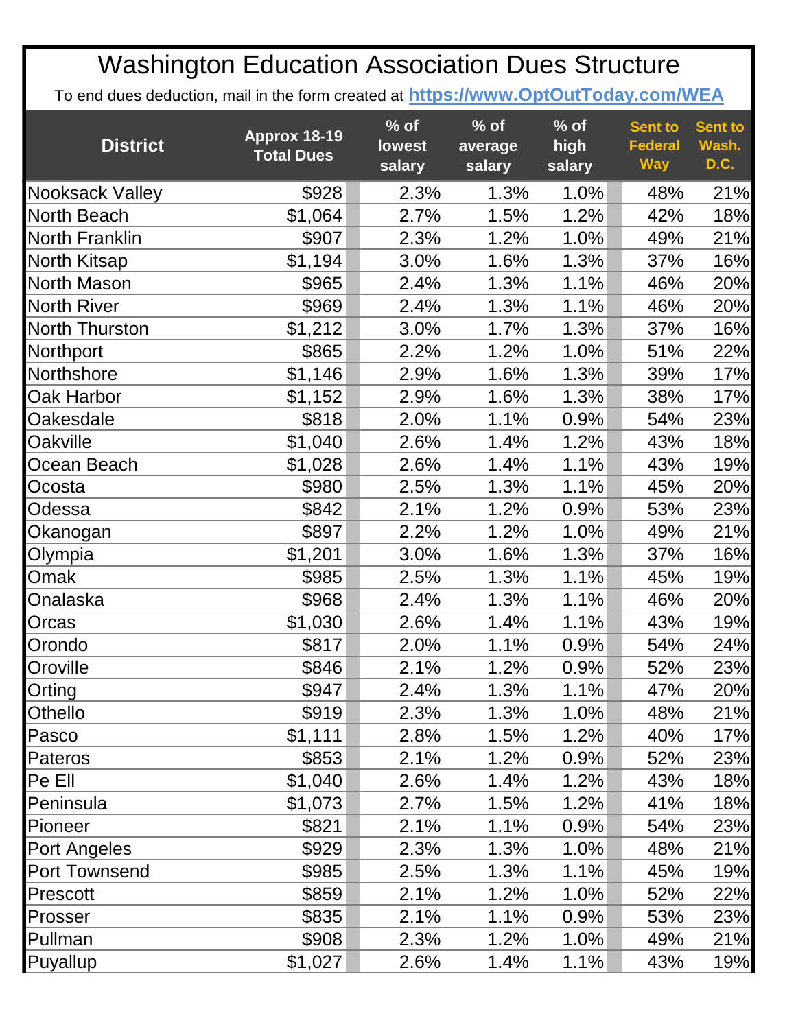# Washington Education Association Dues Structure

To end dues deduction, mail in the form created at **https://www.OptOutToday.com/WEA**

| District | Approx 18-19 Total Dues | % of lowest salary | % of average salary | % of high salary | Sent to Federal Way | Sent to Wash. D.C. |
|---|---|---|---|---|---|---|
| Nooksack Valley | $928 | 2.3% | 1.3% | 1.0% | 48% | 21% |
| North Beach | $1,064 | 2.7% | 1.5% | 1.2% | 42% | 18% |
| North Franklin | $907 | 2.3% | 1.2% | 1.0% | 49% | 21% |
| North Kitsap | $1,194 | 3.0% | 1.6% | 1.3% | 37% | 16% |
| North Mason | $965 | 2.4% | 1.3% | 1.1% | 46% | 20% |
| North River | $969 | 2.4% | 1.3% | 1.1% | 46% | 20% |
| North Thurston | $1,212 | 3.0% | 1.7% | 1.3% | 37% | 16% |
| Northport | $865 | 2.2% | 1.2% | 1.0% | 51% | 22% |
| Northshore | $1,146 | 2.9% | 1.6% | 1.3% | 39% | 17% |
| Oak Harbor | $1,152 | 2.9% | 1.6% | 1.3% | 38% | 17% |
| Oakesdale | $818 | 2.0% | 1.1% | 0.9% | 54% | 23% |
| Oakville | $1,040 | 2.6% | 1.4% | 1.2% | 43% | 18% |
| Ocean Beach | $1,028 | 2.6% | 1.4% | 1.1% | 43% | 19% |
| Ocosta | $980 | 2.5% | 1.3% | 1.1% | 45% | 20% |
| Odessa | $842 | 2.1% | 1.2% | 0.9% | 53% | 23% |
| Okanogan | $897 | 2.2% | 1.2% | 1.0% | 49% | 21% |
| Olympia | $1,201 | 3.0% | 1.6% | 1.3% | 37% | 16% |
| Omak | $985 | 2.5% | 1.3% | 1.1% | 45% | 19% |
| Onalaska | $968 | 2.4% | 1.3% | 1.1% | 46% | 20% |
| Orcas | $1,030 | 2.6% | 1.4% | 1.1% | 43% | 19% |
| Orondo | $817 | 2.0% | 1.1% | 0.9% | 54% | 24% |
| Oroville | $846 | 2.1% | 1.2% | 0.9% | 52% | 23% |
| Orting | $947 | 2.4% | 1.3% | 1.1% | 47% | 20% |
| Othello | $919 | 2.3% | 1.3% | 1.0% | 48% | 21% |
| Pasco | $1,111 | 2.8% | 1.5% | 1.2% | 40% | 17% |
| Pateros | $853 | 2.1% | 1.2% | 0.9% | 52% | 23% |
| Pe Ell | $1,040 | 2.6% | 1.4% | 1.2% | 43% | 18% |
| Peninsula | $1,073 | 2.7% | 1.5% | 1.2% | 41% | 18% |
| Pioneer | $821 | 2.1% | 1.1% | 0.9% | 54% | 23% |
| Port Angeles | $929 | 2.3% | 1.3% | 1.0% | 48% | 21% |
| Port Townsend | $985 | 2.5% | 1.3% | 1.1% | 45% | 19% |
| Prescott | $859 | 2.1% | 1.2% | 1.0% | 52% | 22% |
| Prosser | $835 | 2.1% | 1.1% | 0.9% | 53% | 23% |
| Pullman | $908 | 2.3% | 1.2% | 1.0% | 49% | 21% |
| Puyallup | $1,027 | 2.6% | 1.4% | 1.1% | 43% | 19% |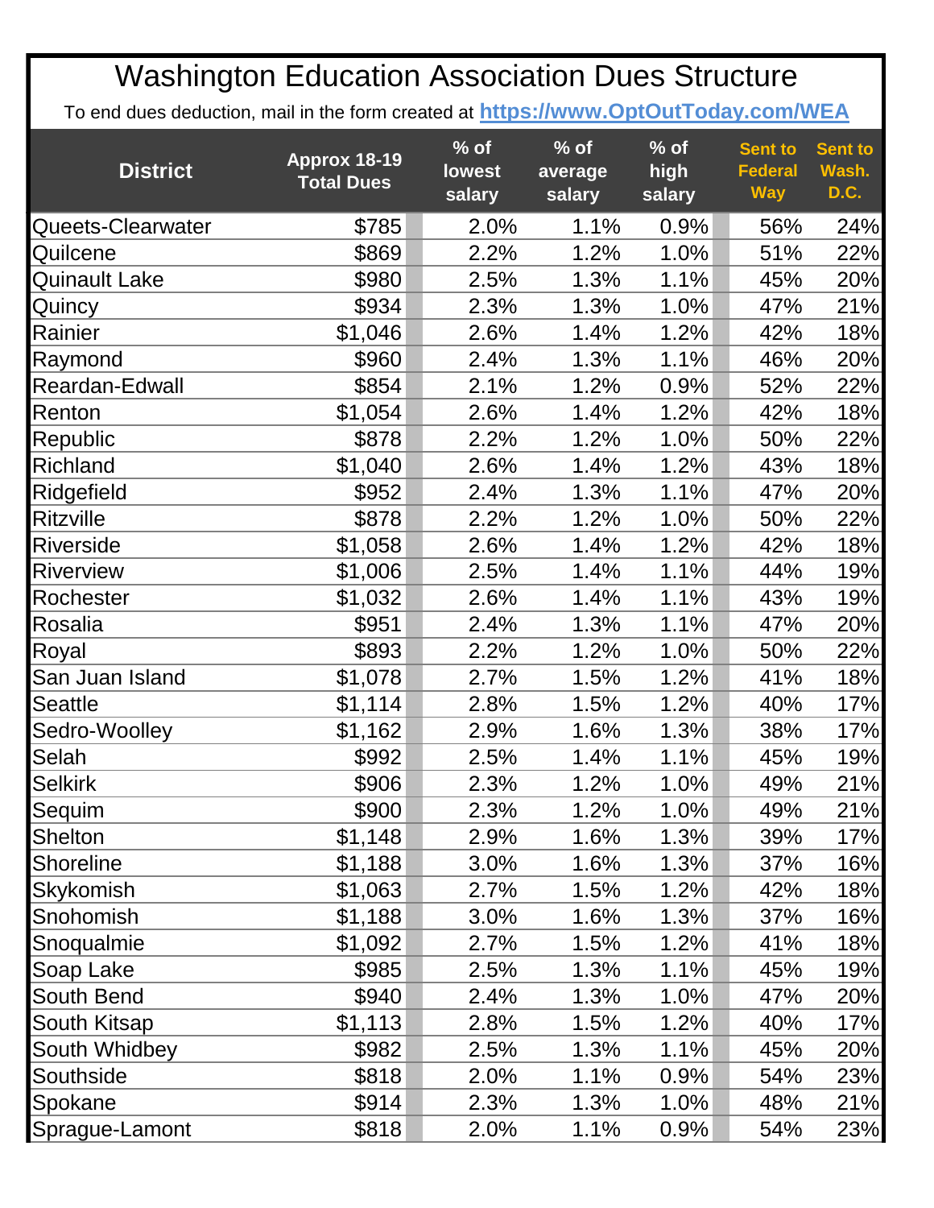# Washington Education Association Dues Structure

To end dues deduction, mail in the form created at **https://www.OptOutToday.com/WEA**

| District | Approx 18-19 Total Dues | % of lowest salary | % of average salary | % of high salary | Sent to Federal Way | Sent to Wash. D.C. |
|---|---|---|---|---|---|---|
| Queets-Clearwater | $785 | 2.0% | 1.1% | 0.9% | 56% | 24% |
| Quilcene | $869 | 2.2% | 1.2% | 1.0% | 51% | 22% |
| Quinault Lake | $980 | 2.5% | 1.3% | 1.1% | 45% | 20% |
| Quincy | $934 | 2.3% | 1.3% | 1.0% | 47% | 21% |
| Rainier | $1,046 | 2.6% | 1.4% | 1.2% | 42% | 18% |
| Raymond | $960 | 2.4% | 1.3% | 1.1% | 46% | 20% |
| Reardan-Edwall | $854 | 2.1% | 1.2% | 0.9% | 52% | 22% |
| Renton | $1,054 | 2.6% | 1.4% | 1.2% | 42% | 18% |
| Republic | $878 | 2.2% | 1.2% | 1.0% | 50% | 22% |
| Richland | $1,040 | 2.6% | 1.4% | 1.2% | 43% | 18% |
| Ridgefield | $952 | 2.4% | 1.3% | 1.1% | 47% | 20% |
| Ritzville | $878 | 2.2% | 1.2% | 1.0% | 50% | 22% |
| Riverside | $1,058 | 2.6% | 1.4% | 1.2% | 42% | 18% |
| Riverview | $1,006 | 2.5% | 1.4% | 1.1% | 44% | 19% |
| Rochester | $1,032 | 2.6% | 1.4% | 1.1% | 43% | 19% |
| Rosalia | $951 | 2.4% | 1.3% | 1.1% | 47% | 20% |
| Royal | $893 | 2.2% | 1.2% | 1.0% | 50% | 22% |
| San Juan Island | $1,078 | 2.7% | 1.5% | 1.2% | 41% | 18% |
| Seattle | $1,114 | 2.8% | 1.5% | 1.2% | 40% | 17% |
| Sedro-Woolley | $1,162 | 2.9% | 1.6% | 1.3% | 38% | 17% |
| Selah | $992 | 2.5% | 1.4% | 1.1% | 45% | 19% |
| Selkirk | $906 | 2.3% | 1.2% | 1.0% | 49% | 21% |
| Sequim | $900 | 2.3% | 1.2% | 1.0% | 49% | 21% |
| Shelton | $1,148 | 2.9% | 1.6% | 1.3% | 39% | 17% |
| Shoreline | $1,188 | 3.0% | 1.6% | 1.3% | 37% | 16% |
| Skykomish | $1,063 | 2.7% | 1.5% | 1.2% | 42% | 18% |
| Snohomish | $1,188 | 3.0% | 1.6% | 1.3% | 37% | 16% |
| Snoqualmie | $1,092 | 2.7% | 1.5% | 1.2% | 41% | 18% |
| Soap Lake | $985 | 2.5% | 1.3% | 1.1% | 45% | 19% |
| South Bend | $940 | 2.4% | 1.3% | 1.0% | 47% | 20% |
| South Kitsap | $1,113 | 2.8% | 1.5% | 1.2% | 40% | 17% |
| South Whidbey | $982 | 2.5% | 1.3% | 1.1% | 45% | 20% |
| Southside | $818 | 2.0% | 1.1% | 0.9% | 54% | 23% |
| Spokane | $914 | 2.3% | 1.3% | 1.0% | 48% | 21% |
| Sprague-Lamont | $818 | 2.0% | 1.1% | 0.9% | 54% | 23% |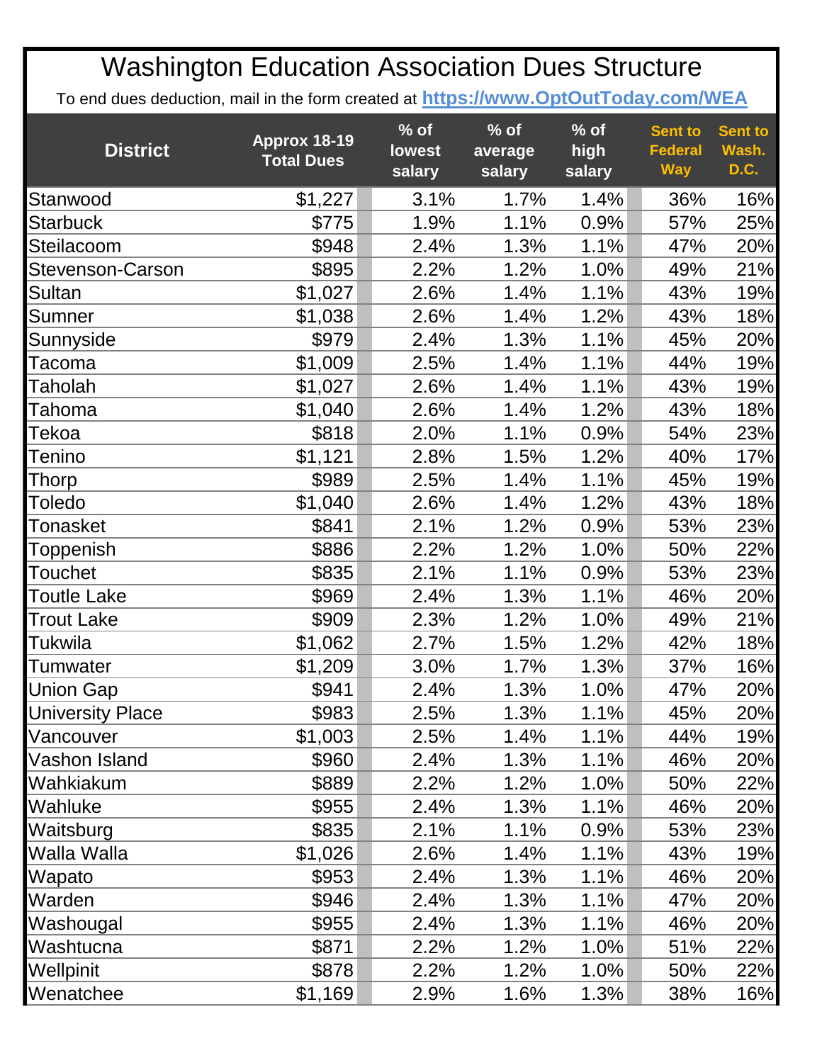# Washington Education Association Dues Structure

To end dues deduction, mail in the form created at https://www.OptOutToday.com/WEA

| District | Approx 18-19 Total Dues | % of lowest salary | % of average salary | % of high salary | Sent to Federal Way | Sent to Wash. D.C. |
|---|---|---|---|---|---|---|
| Stanwood | $1,227 | 3.1% | 1.7% | 1.4% | 36% | 16% |
| Starbuck | $775 | 1.9% | 1.1% | 0.9% | 57% | 25% |
| Steilacoom | $948 | 2.4% | 1.3% | 1.1% | 47% | 20% |
| Stevenson-Carson | $895 | 2.2% | 1.2% | 1.0% | 49% | 21% |
| Sultan | $1,027 | 2.6% | 1.4% | 1.1% | 43% | 19% |
| Sumner | $1,038 | 2.6% | 1.4% | 1.2% | 43% | 18% |
| Sunnyside | $979 | 2.4% | 1.3% | 1.1% | 45% | 20% |
| Tacoma | $1,009 | 2.5% | 1.4% | 1.1% | 44% | 19% |
| Taholah | $1,027 | 2.6% | 1.4% | 1.1% | 43% | 19% |
| Tahoma | $1,040 | 2.6% | 1.4% | 1.2% | 43% | 18% |
| Tekoa | $818 | 2.0% | 1.1% | 0.9% | 54% | 23% |
| Tenino | $1,121 | 2.8% | 1.5% | 1.2% | 40% | 17% |
| Thorp | $989 | 2.5% | 1.4% | 1.1% | 45% | 19% |
| Toledo | $1,040 | 2.6% | 1.4% | 1.2% | 43% | 18% |
| Tonasket | $841 | 2.1% | 1.2% | 0.9% | 53% | 23% |
| Toppenish | $886 | 2.2% | 1.2% | 1.0% | 50% | 22% |
| Touchet | $835 | 2.1% | 1.1% | 0.9% | 53% | 23% |
| Toutle Lake | $969 | 2.4% | 1.3% | 1.1% | 46% | 20% |
| Trout Lake | $909 | 2.3% | 1.2% | 1.0% | 49% | 21% |
| Tukwila | $1,062 | 2.7% | 1.5% | 1.2% | 42% | 18% |
| Tumwater | $1,209 | 3.0% | 1.7% | 1.3% | 37% | 16% |
| Union Gap | $941 | 2.4% | 1.3% | 1.0% | 47% | 20% |
| University Place | $983 | 2.5% | 1.3% | 1.1% | 45% | 20% |
| Vancouver | $1,003 | 2.5% | 1.4% | 1.1% | 44% | 19% |
| Vashon Island | $960 | 2.4% | 1.3% | 1.1% | 46% | 20% |
| Wahkiakum | $889 | 2.2% | 1.2% | 1.0% | 50% | 22% |
| Wahluke | $955 | 2.4% | 1.3% | 1.1% | 46% | 20% |
| Waitsburg | $835 | 2.1% | 1.1% | 0.9% | 53% | 23% |
| Walla Walla | $1,026 | 2.6% | 1.4% | 1.1% | 43% | 19% |
| Wapato | $953 | 2.4% | 1.3% | 1.1% | 46% | 20% |
| Warden | $946 | 2.4% | 1.3% | 1.1% | 47% | 20% |
| Washougal | $955 | 2.4% | 1.3% | 1.1% | 46% | 20% |
| Washtucna | $871 | 2.2% | 1.2% | 1.0% | 51% | 22% |
| Wellpinit | $878 | 2.2% | 1.2% | 1.0% | 50% | 22% |
| Wenatchee | $1,169 | 2.9% | 1.6% | 1.3% | 38% | 16% |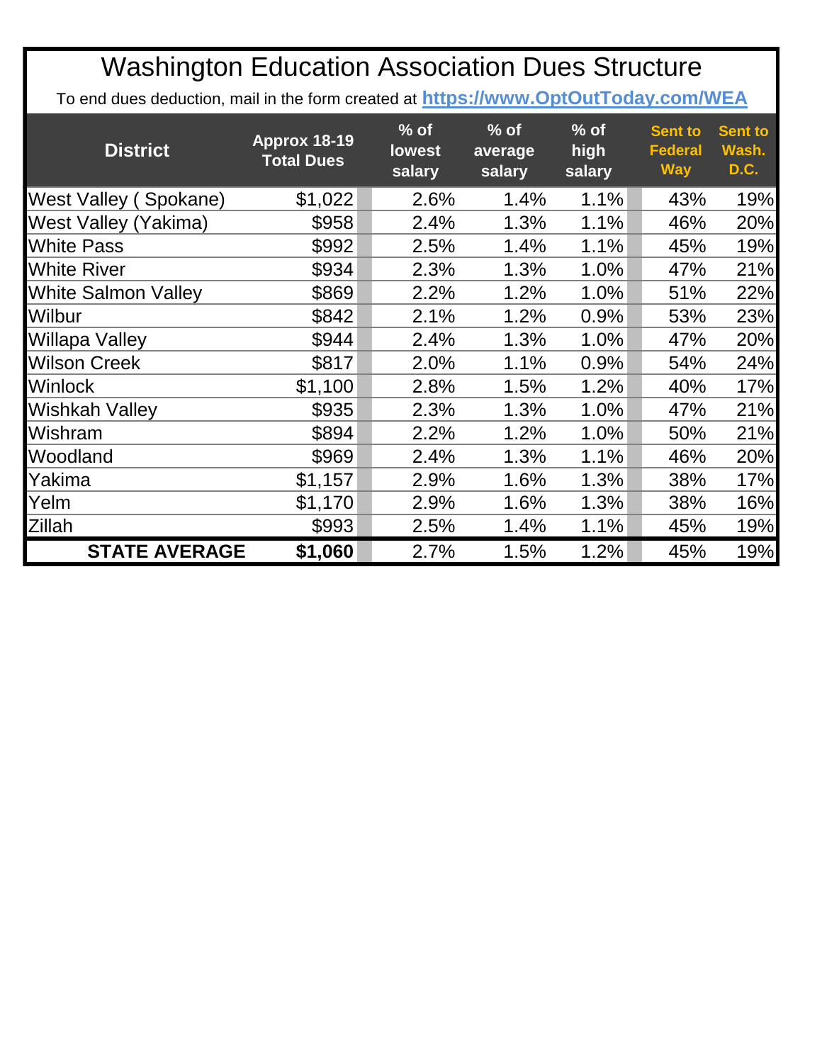# Washington Education Association Dues Structure

To end dues deduction, mail in the form created at **https://www.OptOutToday.com/WEA**

| District | Approx 18-19 Total Dues | % of lowest salary | % of average salary | % of high salary | Sent to Federal Way | Sent to Wash. D.C. |
|---|---|---|---|---|---|---|
| West Valley ( Spokane) | $1,022 | 2.6% | 1.4% | 1.1% | 43% | 19% |
| West Valley (Yakima) | $958 | 2.4% | 1.3% | 1.1% | 46% | 20% |
| White Pass | $992 | 2.5% | 1.4% | 1.1% | 45% | 19% |
| White River | $934 | 2.3% | 1.3% | 1.0% | 47% | 21% |
| White Salmon Valley | $869 | 2.2% | 1.2% | 1.0% | 51% | 22% |
| Wilbur | $842 | 2.1% | 1.2% | 0.9% | 53% | 23% |
| Willapa Valley | $944 | 2.4% | 1.3% | 1.0% | 47% | 20% |
| Wilson Creek | $817 | 2.0% | 1.1% | 0.9% | 54% | 24% |
| Winlock | $1,100 | 2.8% | 1.5% | 1.2% | 40% | 17% |
| Wishkah Valley | $935 | 2.3% | 1.3% | 1.0% | 47% | 21% |
| Wishram | $894 | 2.2% | 1.2% | 1.0% | 50% | 21% |
| Woodland | $969 | 2.4% | 1.3% | 1.1% | 46% | 20% |
| Yakima | $1,157 | 2.9% | 1.6% | 1.3% | 38% | 17% |
| Yelm | $1,170 | 2.9% | 1.6% | 1.3% | 38% | 16% |
| Zillah | $993 | 2.5% | 1.4% | 1.1% | 45% | 19% |
| **STATE AVERAGE** | **$1,060** | 2.7% | 1.5% | 1.2% | 45% | 19% |